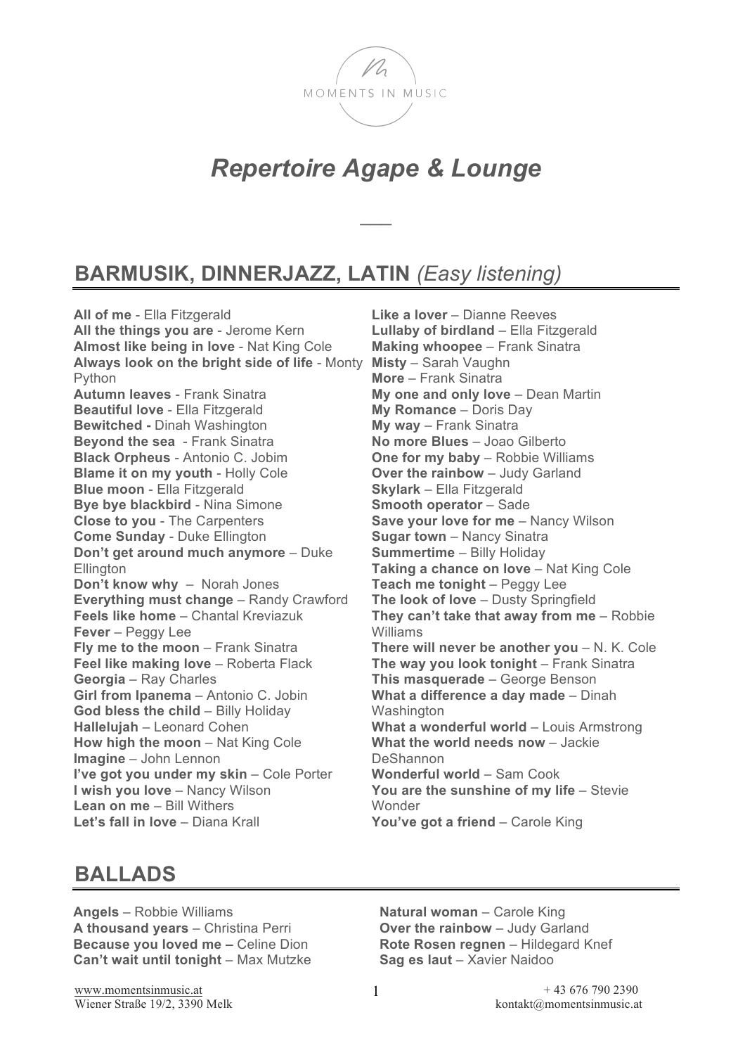MOMENTS IN MUSIC

# *Repertoire Agape & Lounge*

## BARMUSIK, DINNERJAZZ, LATIN *(Easy listening)*

**All of me** - Ella Fitzgerald
**All the things you are** - Jerome Kern
**Almost like being in love** - Nat King Cole
**Always look on the bright side of life** - Monty Python
**Autumn leaves** - Frank Sinatra
**Beautiful love** - Ella Fitzgerald
**Bewitched -** Dinah Washington
**Beyond the sea** - Frank Sinatra
**Black Orpheus** - Antonio C. Jobim
**Blame it on my youth** - Holly Cole
**Blue moon** - Ella Fitzgerald
**Bye bye blackbird** - Nina Simone
**Close to you** - The Carpenters
**Come Sunday** - Duke Ellington
**Don't get around much anymore** – Duke Ellington
**Don't know why** – Norah Jones
**Everything must change** – Randy Crawford
**Feels like home** – Chantal Kreviazuk
**Fever** – Peggy Lee
**Fly me to the moon** – Frank Sinatra
**Feel like making love** – Roberta Flack
**Georgia** – Ray Charles
**Girl from Ipanema** – Antonio C. Jobin
**God bless the child** – Billy Holiday
**Hallelujah** – Leonard Cohen
**How high the moon** – Nat King Cole
**Imagine** – John Lennon
**I've got you under my skin** – Cole Porter
**I wish you love** – Nancy Wilson
**Lean on me** – Bill Withers
**Let's fall in love** – Diana Krall
**Like a lover** – Dianne Reeves
**Lullaby of birdland** – Ella Fitzgerald
**Making whoopee** – Frank Sinatra
**Misty** – Sarah Vaughn
**More** – Frank Sinatra
**My one and only love** – Dean Martin
**My Romance** – Doris Day
**My way** – Frank Sinatra
**No more Blues** – Joao Gilberto
**One for my baby** – Robbie Williams
**Over the rainbow** – Judy Garland
**Skylark** – Ella Fitzgerald
**Smooth operator** – Sade
**Save your love for me** – Nancy Wilson
**Sugar town** – Nancy Sinatra
**Summertime** – Billy Holiday
**Taking a chance on love** – Nat King Cole
**Teach me tonight** – Peggy Lee
**The look of love** – Dusty Springfield
**They can't take that away from me** – Robbie Williams
**There will never be another you** – N. K. Cole
**The way you look tonight** – Frank Sinatra
**This masquerade** – George Benson
**What a difference a day made** – Dinah Washington
**What a wonderful world** – Louis Armstrong
**What the world needs now** – Jackie DeShannon
**Wonderful world** – Sam Cook
**You are the sunshine of my life** – Stevie Wonder
**You've got a friend** – Carole King

## BALLADS

**Angels** – Robbie Williams
**A thousand years** – Christina Perri
**Because you loved me –** Celine Dion
**Can't wait until tonight** – Max Mutzke
**Natural woman** – Carole King
**Over the rainbow** – Judy Garland
**Rote Rosen regnen** – Hildegard Knef
**Sag es laut** – Xavier Naidoo

www.momentsinmusic.at
Wiener Straße 19/2, 3390 Melk
+ 43 676 790 2390
kontakt@momentsinmusic.at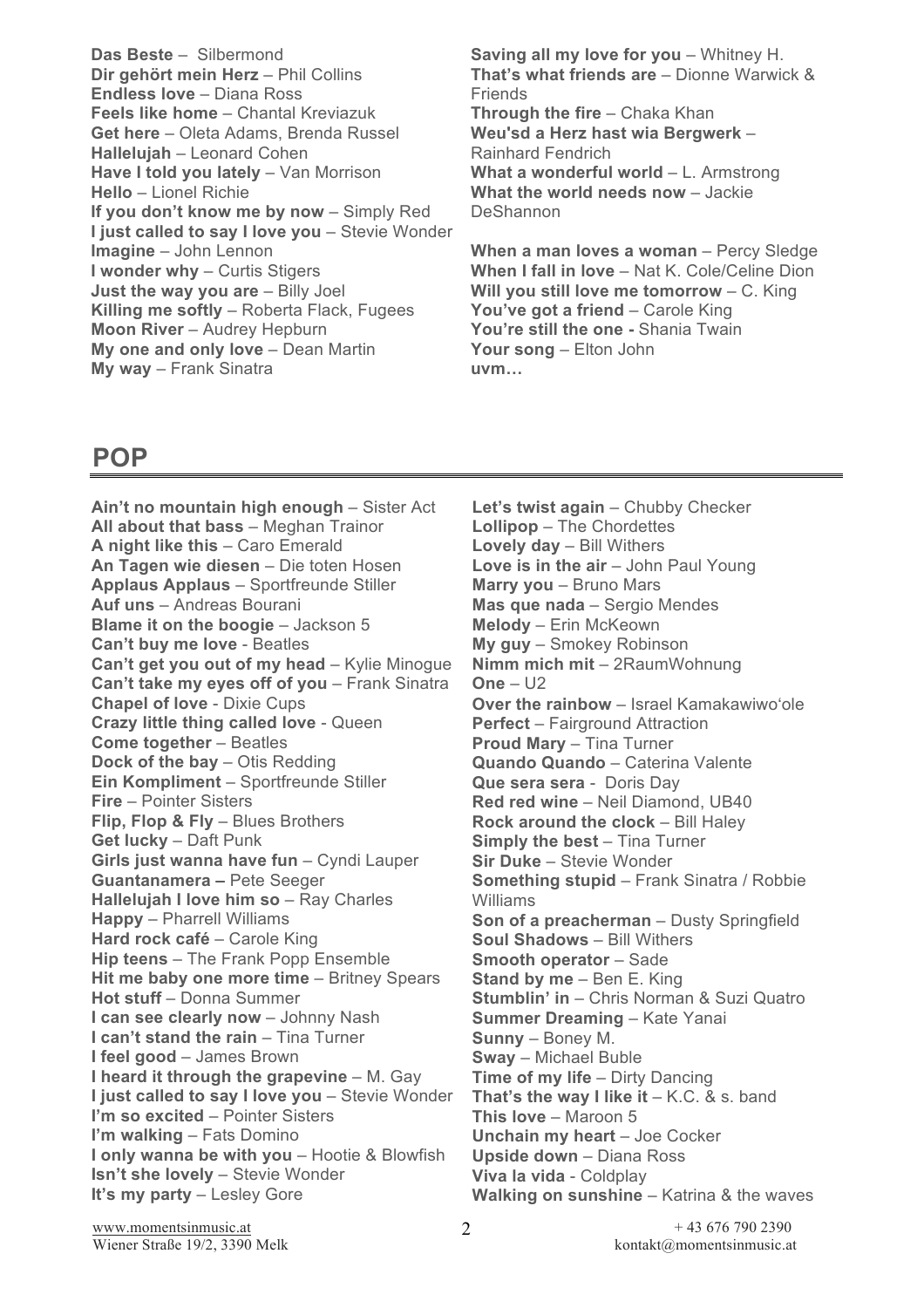**Das Beste** – Silbermond
**Dir gehört mein Herz** – Phil Collins
**Endless love** – Diana Ross
**Feels like home** – Chantal Kreviazuk
**Get here** – Oleta Adams, Brenda Russel
**Hallelujah** – Leonard Cohen
**Have I told you lately** – Van Morrison
**Hello** – Lionel Richie
**If you don't know me by now** – Simply Red
**I just called to say I love you** – Stevie Wonder
**Imagine** – John Lennon
**I wonder why** – Curtis Stigers
**Just the way you are** – Billy Joel
**Killing me softly** – Roberta Flack, Fugees
**Moon River** – Audrey Hepburn
**My one and only love** – Dean Martin
**My way** – Frank Sinatra
**Saving all my love for you** – Whitney H.
**That's what friends are** – Dionne Warwick & Friends
**Through the fire** – Chaka Khan
**Weu'sd a Herz hast wia Bergwerk** – Rainhard Fendrich
**What a wonderful world** – L. Armstrong
**What the world needs now** – Jackie DeShannon

**When a man loves a woman** – Percy Sledge
**When I fall in love** – Nat K. Cole/Celine Dion
**Will you still love me tomorrow** – C. King
**You've got a friend** – Carole King
**You're still the one -** Shania Twain
**Your song** – Elton John
**uvm…**

## POP

**Ain't no mountain high enough** – Sister Act
**All about that bass** – Meghan Trainor
**A night like this** – Caro Emerald
**An Tagen wie diesen** – Die toten Hosen
**Applaus Applaus** – Sportfreunde Stiller
**Auf uns** – Andreas Bourani
**Blame it on the boogie** – Jackson 5
**Can't buy me love** - Beatles
**Can't get you out of my head** – Kylie Minogue
**Can't take my eyes off of you** – Frank Sinatra
**Chapel of love** - Dixie Cups
**Crazy little thing called love** - Queen
**Come together** – Beatles
**Dock of the bay** – Otis Redding
**Ein Kompliment** – Sportfreunde Stiller
**Fire** – Pointer Sisters
**Flip, Flop & Fly** – Blues Brothers
**Get lucky** – Daft Punk
**Girls just wanna have fun** – Cyndi Lauper
**Guantanamera –** Pete Seeger
**Hallelujah I love him so** – Ray Charles
**Happy** – Pharrell Williams
**Hard rock café** – Carole King
**Hip teens** – The Frank Popp Ensemble
**Hit me baby one more time** – Britney Spears
**Hot stuff** – Donna Summer
**I can see clearly now** – Johnny Nash
**I can't stand the rain** – Tina Turner
**I feel good** – James Brown
**I heard it through the grapevine** – M. Gay
**I just called to say I love you** – Stevie Wonder
**I'm so excited** – Pointer Sisters
**I'm walking** – Fats Domino
**I only wanna be with you** – Hootie & Blowfish
**Isn't she lovely** – Stevie Wonder
**It's my party** – Lesley Gore
**Let's twist again** – Chubby Checker
**Lollipop** – The Chordettes
**Lovely day** – Bill Withers
**Love is in the air** – John Paul Young
**Marry you** – Bruno Mars
**Mas que nada** – Sergio Mendes
**Melody** – Erin McKeown
**My guy** – Smokey Robinson
**Nimm mich mit** – 2RaumWohnung
**One** – U2
**Over the rainbow** – Israel Kamakawiwo'ole
**Perfect** – Fairground Attraction
**Proud Mary** – Tina Turner
**Quando Quando** – Caterina Valente
**Que sera sera** - Doris Day
**Red red wine** – Neil Diamond, UB40
**Rock around the clock** – Bill Haley
**Simply the best** – Tina Turner
**Sir Duke** – Stevie Wonder
**Something stupid** – Frank Sinatra / Robbie Williams
**Son of a preacherman** – Dusty Springfield
**Soul Shadows** – Bill Withers
**Smooth operator** – Sade
**Stand by me** – Ben E. King
**Stumblin' in** – Chris Norman & Suzi Quatro
**Summer Dreaming** – Kate Yanai
**Sunny** – Boney M.
**Sway** – Michael Buble
**Time of my life** – Dirty Dancing
**That's the way I like it** – K.C. & s. band
**This love** – Maroon 5
**Unchain my heart** – Joe Cocker
**Upside down** – Diana Ross
**Viva la vida** - Coldplay
**Walking on sunshine** – Katrina & the waves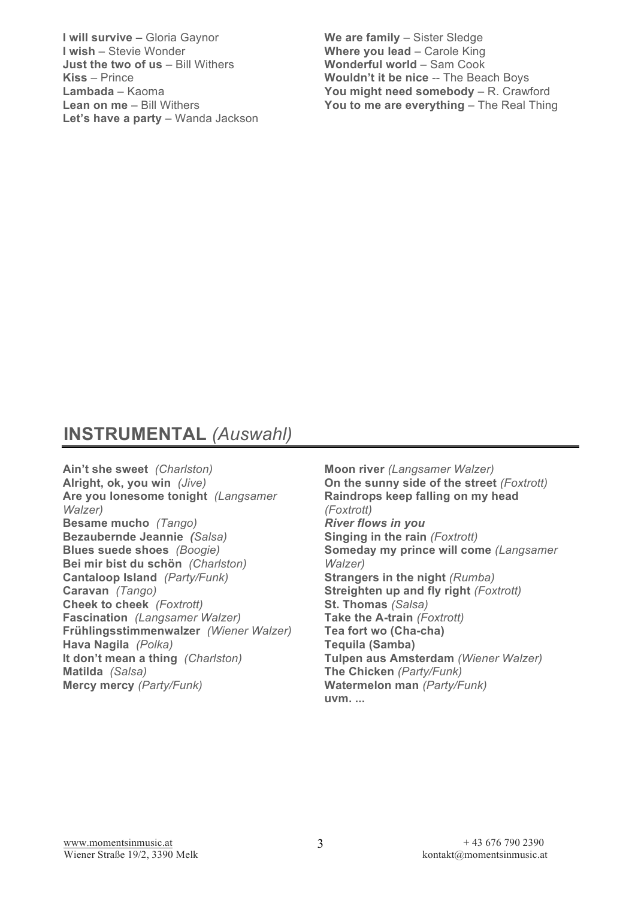**I will survive –** Gloria Gaynor
**I wish** – Stevie Wonder
**Just the two of us** – Bill Withers
**Kiss** – Prince
**Lambada** – Kaoma
**Lean on me** – Bill Withers
**Let's have a party** – Wanda Jackson
**We are family** – Sister Sledge
**Where you lead** – Carole King
**Wonderful world** – Sam Cook
**Wouldn't it be nice** -- The Beach Boys
**You might need somebody** – R. Crawford
**You to me are everything** – The Real Thing

## INSTRUMENTAL *(Auswahl)*

**Ain't she sweet** *(Charlston)*
**Alright, ok, you win** *(Jive)*
**Are you lonesome tonight** *(Langsamer Walzer)*
**Besame mucho** *(Tango)*
**Bezaubernde Jeannie** *(Salsa)*
**Blues suede shoes** *(Boogie)*
**Bei mir bist du schön** *(Charlston)*
**Cantaloop Island** *(Party/Funk)*
**Caravan** *(Tango)*
**Cheek to cheek** *(Foxtrott)*
**Fascination** *(Langsamer Walzer)*
**Frühlingsstimmenwalzer** *(Wiener Walzer)*
**Hava Nagila** *(Polka)*
**It don't mean a thing** *(Charlston)*
**Matilda** *(Salsa)*
**Mercy mercy** *(Party/Funk)*
**Moon river** *(Langsamer Walzer)*
**On the sunny side of the street** *(Foxtrott)*
**Raindrops keep falling on my head** *(Foxtrott)*
***River flows in you***
**Singing in the rain** *(Foxtrott)*
**Someday my prince will come** *(Langsamer Walzer)*
**Strangers in the night** *(Rumba)*
**Streighten up and fly right** *(Foxtrott)*
**St. Thomas** *(Salsa)*
**Take the A-train** *(Foxtrott)*
**Tea fort wo (Cha-cha)**
**Tequila (Samba)**
**Tulpen aus Amsterdam** *(Wiener Walzer)*
**The Chicken** *(Party/Funk)*
**Watermelon man** *(Party/Funk)*
**uvm. ...**

www.momentsinmusic.at
Wiener Straße 19/2, 3390 Melk

+ 43 676 790 2390
kontakt@momentsinmusic.at